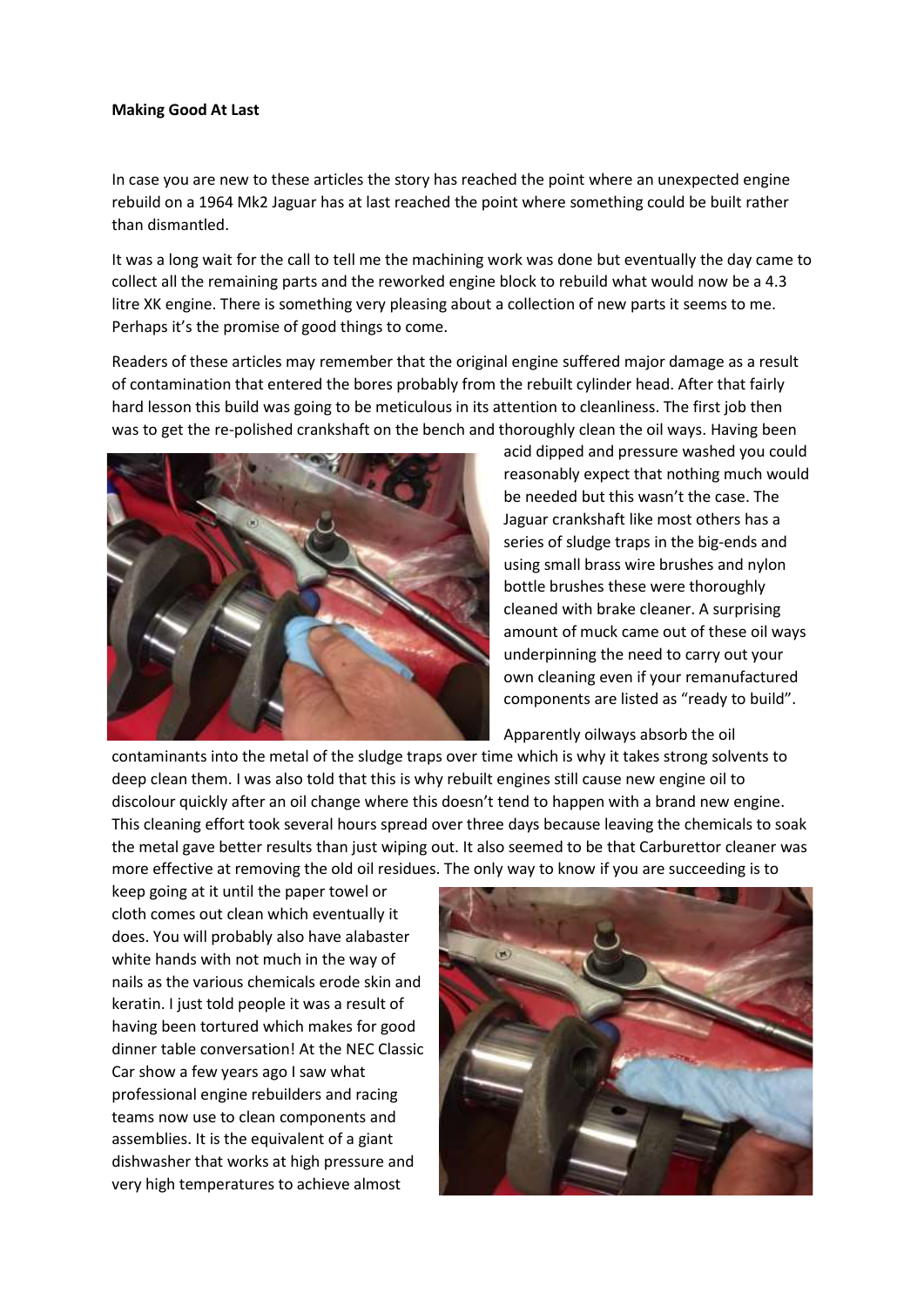**Making Good At Last**

In case you are new to these articles the story has reached the point where an unexpected engine rebuild on a 1964 Mk2 Jaguar has at last reached the point where something could be built rather than dismantled.

It was a long wait for the call to tell me the machining work was done but eventually the day came to collect all the remaining parts and the reworked engine block to rebuild what would now be a 4.3 litre XK engine. There is something very pleasing about a collection of new parts it seems to me. Perhaps it's the promise of good things to come.

Readers of these articles may remember that the original engine suffered major damage as a result of contamination that entered the bores probably from the rebuilt cylinder head. After that fairly hard lesson this build was going to be meticulous in its attention to cleanliness. The first job then was to get the re-polished crankshaft on the bench and thoroughly clean the oil ways. Having been acid dipped and pressure washed you could reasonably expect that nothing much would be needed but this wasn't the case. The Jaguar crankshaft like most others has a series of sludge traps in the big-ends and using small brass wire brushes and nylon bottle brushes these were thoroughly cleaned with brake cleaner. A surprising amount of muck came out of these oil ways underpinning the need to carry out your own cleaning even if your remanufactured components are listed as "ready to build".

Apparently oilways absorb the oil contaminants into the metal of the sludge traps over time which is why it takes strong solvents to deep clean them. I was also told that this is why rebuilt engines still cause new engine oil to discolour quickly after an oil change where this doesn't tend to happen with a brand new engine. This cleaning effort took several hours spread over three days because leaving the chemicals to soak the metal gave better results than just wiping out. It also seemed to be that Carburettor cleaner was more effective at removing the old oil residues. The only way to know if you are succeeding is to keep going at it until the paper towel or cloth comes out clean which eventually it does. You will probably also have alabaster white hands with not much in the way of nails as the various chemicals erode skin and keratin. I just told people it was a result of having been tortured which makes for good dinner table conversation! At the NEC Classic Car show a few years ago I saw what professional engine rebuilders and racing teams now use to clean components and assemblies. It is the equivalent of a giant dishwasher that works at high pressure and very high temperatures to achieve almost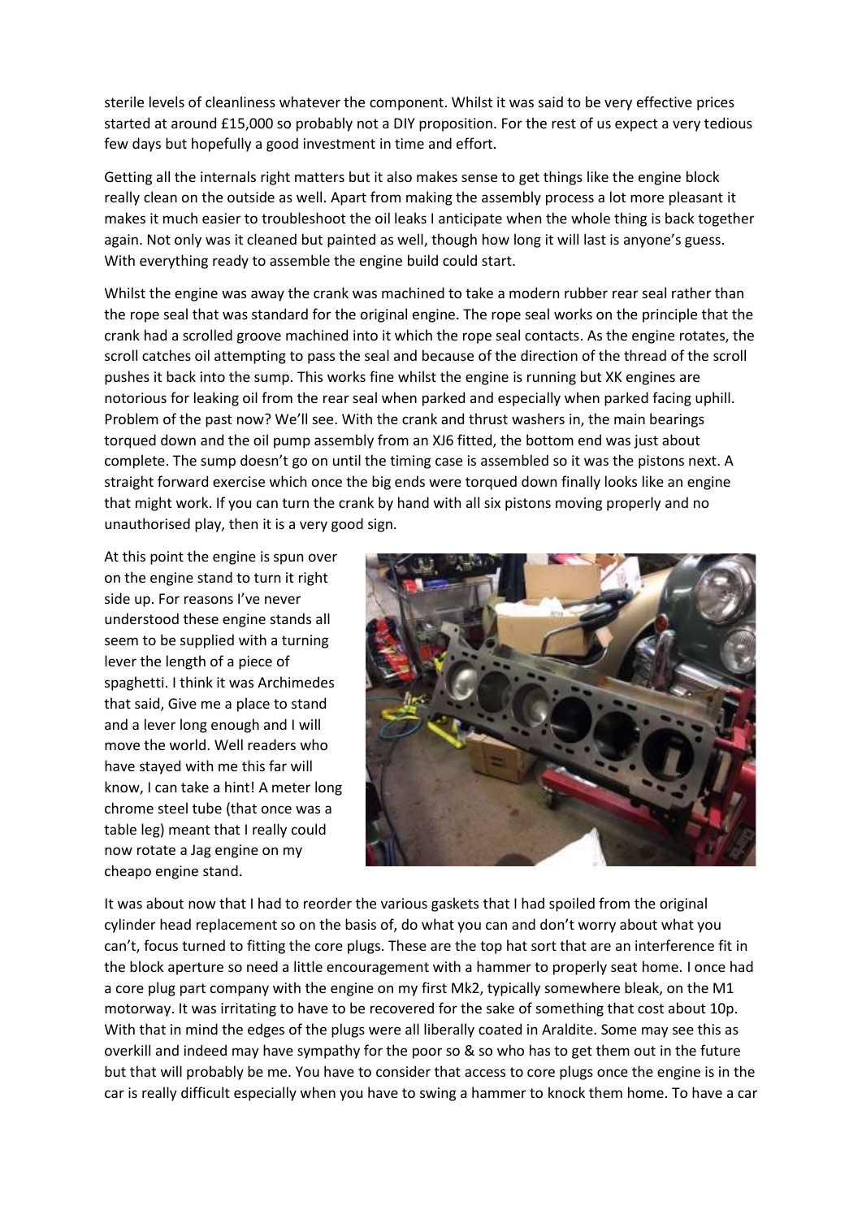sterile levels of cleanliness whatever the component. Whilst it was said to be very effective prices started at around £15,000 so probably not a DIY proposition. For the rest of us expect a very tedious few days but hopefully a good investment in time and effort.

Getting all the internals right matters but it also makes sense to get things like the engine block really clean on the outside as well. Apart from making the assembly process a lot more pleasant it makes it much easier to troubleshoot the oil leaks I anticipate when the whole thing is back together again. Not only was it cleaned but painted as well, though how long it will last is anyone's guess. With everything ready to assemble the engine build could start.

Whilst the engine was away the crank was machined to take a modern rubber rear seal rather than the rope seal that was standard for the original engine. The rope seal works on the principle that the crank had a scrolled groove machined into it which the rope seal contacts. As the engine rotates, the scroll catches oil attempting to pass the seal and because of the direction of the thread of the scroll pushes it back into the sump. This works fine whilst the engine is running but XK engines are notorious for leaking oil from the rear seal when parked and especially when parked facing uphill. Problem of the past now? We'll see. With the crank and thrust washers in, the main bearings torqued down and the oil pump assembly from an XJ6 fitted, the bottom end was just about complete. The sump doesn't go on until the timing case is assembled so it was the pistons next. A straight forward exercise which once the big ends were torqued down finally looks like an engine that might work. If you can turn the crank by hand with all six pistons moving properly and no unauthorised play, then it is a very good sign.

At this point the engine is spun over on the engine stand to turn it right side up. For reasons I've never understood these engine stands all seem to be supplied with a turning lever the length of a piece of spaghetti. I think it was Archimedes that said, Give me a place to stand and a lever long enough and I will move the world. Well readers who have stayed with me this far will know, I can take a hint! A meter long chrome steel tube (that once was a table leg) meant that I really could now rotate a Jag engine on my cheapo engine stand.

It was about now that I had to reorder the various gaskets that I had spoiled from the original cylinder head replacement so on the basis of, do what you can and don't worry about what you can't, focus turned to fitting the core plugs. These are the top hat sort that are an interference fit in the block aperture so need a little encouragement with a hammer to properly seat home. I once had a core plug part company with the engine on my first Mk2, typically somewhere bleak, on the M1 motorway. It was irritating to have to be recovered for the sake of something that cost about 10p. With that in mind the edges of the plugs were all liberally coated in Araldite. Some may see this as overkill and indeed may have sympathy for the poor so & so who has to get them out in the future but that will probably be me. You have to consider that access to core plugs once the engine is in the car is really difficult especially when you have to swing a hammer to knock them home. To have a car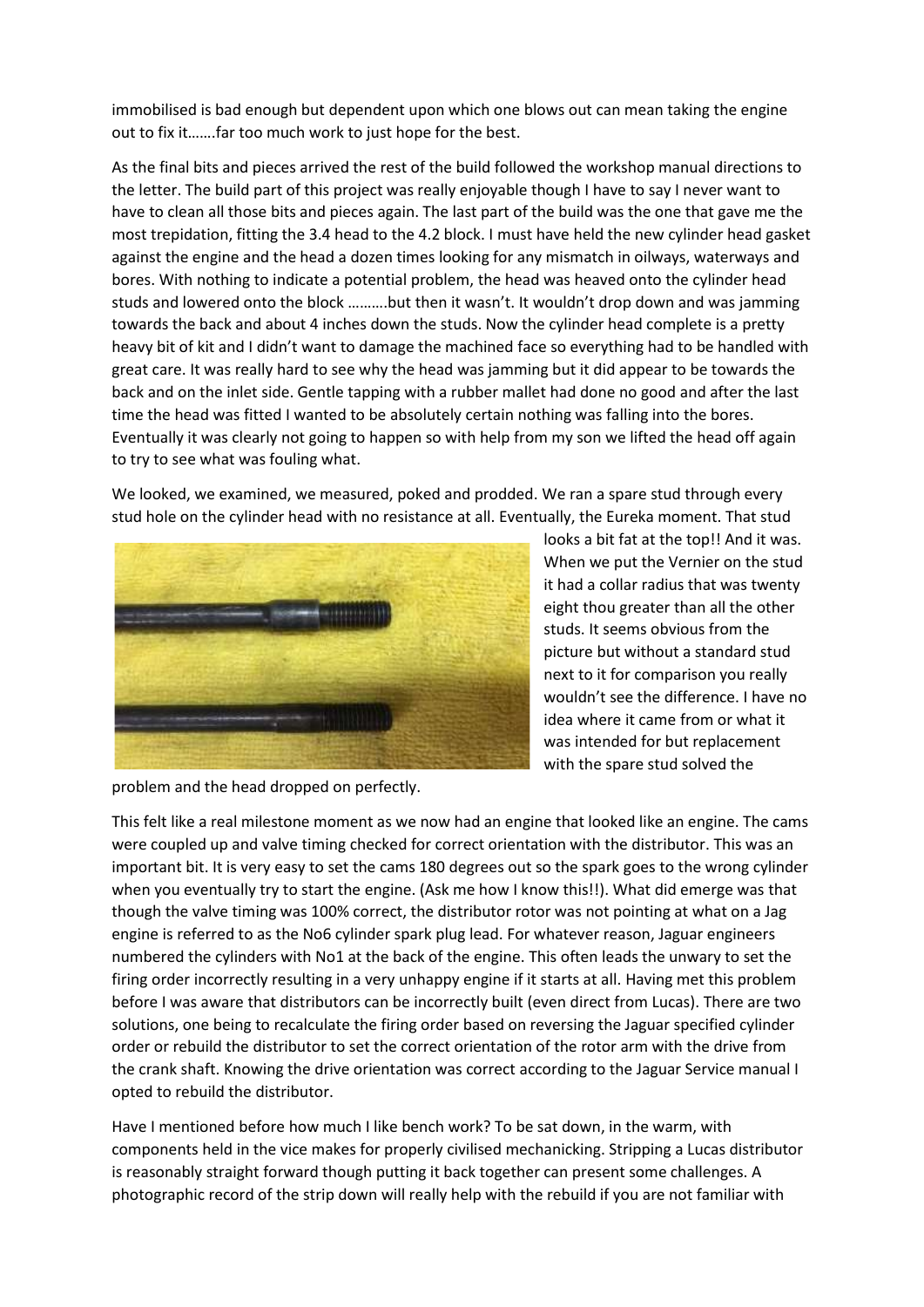immobilised is bad enough but dependent upon which one blows out can mean taking the engine out to fix it…….far too much work to just hope for the best.

As the final bits and pieces arrived the rest of the build followed the workshop manual directions to the letter. The build part of this project was really enjoyable though I have to say I never want to have to clean all those bits and pieces again. The last part of the build was the one that gave me the most trepidation, fitting the 3.4 head to the 4.2 block. I must have held the new cylinder head gasket against the engine and the head a dozen times looking for any mismatch in oilways, waterways and bores. With nothing to indicate a potential problem, the head was heaved onto the cylinder head studs and lowered onto the block ……….but then it wasn't. It wouldn't drop down and was jamming towards the back and about 4 inches down the studs. Now the cylinder head complete is a pretty heavy bit of kit and I didn't want to damage the machined face so everything had to be handled with great care. It was really hard to see why the head was jamming but it did appear to be towards the back and on the inlet side. Gentle tapping with a rubber mallet had done no good and after the last time the head was fitted I wanted to be absolutely certain nothing was falling into the bores. Eventually it was clearly not going to happen so with help from my son we lifted the head off again to try to see what was fouling what.

We looked, we examined, we measured, poked and prodded. We ran a spare stud through every stud hole on the cylinder head with no resistance at all. Eventually, the Eureka moment. That stud looks a bit fat at the top!! And it was. When we put the Vernier on the stud it had a collar radius that was twenty eight thou greater than all the other studs. It seems obvious from the picture but without a standard stud next to it for comparison you really wouldn't see the difference. I have no idea where it came from or what it was intended for but replacement with the spare stud solved the problem and the head dropped on perfectly.

This felt like a real milestone moment as we now had an engine that looked like an engine. The cams were coupled up and valve timing checked for correct orientation with the distributor. This was an important bit. It is very easy to set the cams 180 degrees out so the spark goes to the wrong cylinder when you eventually try to start the engine. (Ask me how I know this!!). What did emerge was that though the valve timing was 100% correct, the distributor rotor was not pointing at what on a Jag engine is referred to as the No6 cylinder spark plug lead. For whatever reason, Jaguar engineers numbered the cylinders with No1 at the back of the engine. This often leads the unwary to set the firing order incorrectly resulting in a very unhappy engine if it starts at all. Having met this problem before I was aware that distributors can be incorrectly built (even direct from Lucas). There are two solutions, one being to recalculate the firing order based on reversing the Jaguar specified cylinder order or rebuild the distributor to set the correct orientation of the rotor arm with the drive from the crank shaft. Knowing the drive orientation was correct according to the Jaguar Service manual I opted to rebuild the distributor.

Have I mentioned before how much I like bench work? To be sat down, in the warm, with components held in the vice makes for properly civilised mechanicking. Stripping a Lucas distributor is reasonably straight forward though putting it back together can present some challenges. A photographic record of the strip down will really help with the rebuild if you are not familiar with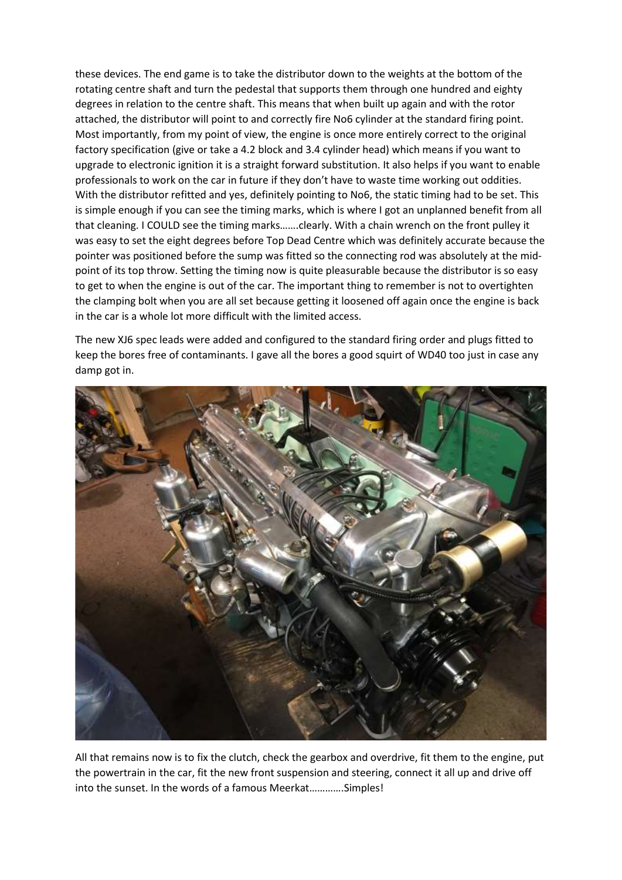these devices. The end game is to take the distributor down to the weights at the bottom of the rotating centre shaft and turn the pedestal that supports them through one hundred and eighty degrees in relation to the centre shaft. This means that when built up again and with the rotor attached, the distributor will point to and correctly fire No6 cylinder at the standard firing point. Most importantly, from my point of view, the engine is once more entirely correct to the original factory specification (give or take a 4.2 block and 3.4 cylinder head) which means if you want to upgrade to electronic ignition it is a straight forward substitution. It also helps if you want to enable professionals to work on the car in future if they don't have to waste time working out oddities. With the distributor refitted and yes, definitely pointing to No6, the static timing had to be set. This is simple enough if you can see the timing marks, which is where I got an unplanned benefit from all that cleaning. I COULD see the timing marks…….clearly. With a chain wrench on the front pulley it was easy to set the eight degrees before Top Dead Centre which was definitely accurate because the pointer was positioned before the sump was fitted so the connecting rod was absolutely at the mid-point of its top throw. Setting the timing now is quite pleasurable because the distributor is so easy to get to when the engine is out of the car. The important thing to remember is not to overtighten the clamping bolt when you are all set because getting it loosened off again once the engine is back in the car is a whole lot more difficult with the limited access.

The new XJ6 spec leads were added and configured to the standard firing order and plugs fitted to keep the bores free of contaminants. I gave all the bores a good squirt of WD40 too just in case any damp got in.

All that remains now is to fix the clutch, check the gearbox and overdrive, fit them to the engine, put the powertrain in the car, fit the new front suspension and steering, connect it all up and drive off into the sunset. In the words of a famous Meerkat………….Simples!